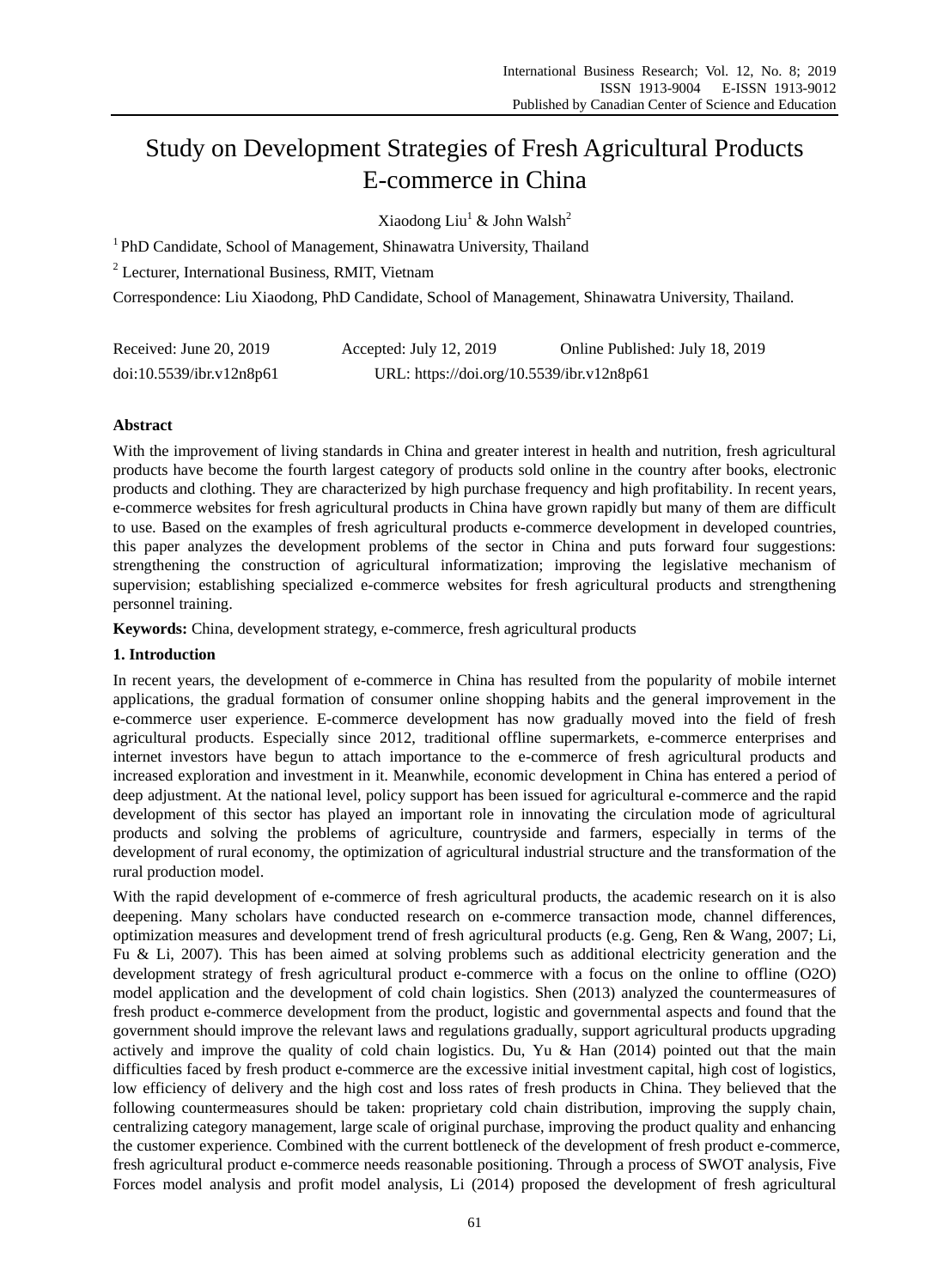# Study on Development Strategies of Fresh Agricultural Products E-commerce in China

Xiaodong Liu[1] & John Walsh[2]

[1] PhD Candidate, School of Management, Shinawatra University, Thailand

[2] Lecturer, International Business, RMIT, Vietnam

Correspondence: Liu Xiaodong, PhD Candidate, School of Management, Shinawatra University, Thailand.

Received: June 20, 2019 Accepted: July 12, 2019 Online Published: July 18, 2019

doi:10.5539/ibr.v12n8p61 URL: https://doi.org/10.5539/ibr.v12n8p61

## Abstract

With the improvement of living standards in China and greater interest in health and nutrition, fresh agricultural products have become the fourth largest category of products sold online in the country after books, electronic products and clothing. They are characterized by high purchase frequency and high profitability. In recent years, e-commerce websites for fresh agricultural products in China have grown rapidly but many of them are difficult to use. Based on the examples of fresh agricultural products e-commerce development in developed countries, this paper analyzes the development problems of the sector in China and puts forward four suggestions: strengthening the construction of agricultural informatization; improving the legislative mechanism of supervision; establishing specialized e-commerce websites for fresh agricultural products and strengthening personnel training.

**Keywords:** China, development strategy, e-commerce, fresh agricultural products

## 1. Introduction

In recent years, the development of e-commerce in China has resulted from the popularity of mobile internet applications, the gradual formation of consumer online shopping habits and the general improvement in the e-commerce user experience. E-commerce development has now gradually moved into the field of fresh agricultural products. Especially since 2012, traditional offline supermarkets, e-commerce enterprises and internet investors have begun to attach importance to the e-commerce of fresh agricultural products and increased exploration and investment in it. Meanwhile, economic development in China has entered a period of deep adjustment. At the national level, policy support has been issued for agricultural e-commerce and the rapid development of this sector has played an important role in innovating the circulation mode of agricultural products and solving the problems of agriculture, countryside and farmers, especially in terms of the development of rural economy, the optimization of agricultural industrial structure and the transformation of the rural production model.

With the rapid development of e-commerce of fresh agricultural products, the academic research on it is also deepening. Many scholars have conducted research on e-commerce transaction mode, channel differences, optimization measures and development trend of fresh agricultural products (e.g. Geng, Ren & Wang, 2007; Li, Fu & Li, 2007). This has been aimed at solving problems such as additional electricity generation and the development strategy of fresh agricultural product e-commerce with a focus on the online to offline (O2O) model application and the development of cold chain logistics. Shen (2013) analyzed the countermeasures of fresh product e-commerce development from the product, logistic and governmental aspects and found that the government should improve the relevant laws and regulations gradually, support agricultural products upgrading actively and improve the quality of cold chain logistics. Du, Yu & Han (2014) pointed out that the main difficulties faced by fresh product e-commerce are the excessive initial investment capital, high cost of logistics, low efficiency of delivery and the high cost and loss rates of fresh products in China. They believed that the following countermeasures should be taken: proprietary cold chain distribution, improving the supply chain, centralizing category management, large scale of original purchase, improving the product quality and enhancing the customer experience. Combined with the current bottleneck of the development of fresh product e-commerce, fresh agricultural product e-commerce needs reasonable positioning. Through a process of SWOT analysis, Five Forces model analysis and profit model analysis, Li (2014) proposed the development of fresh agricultural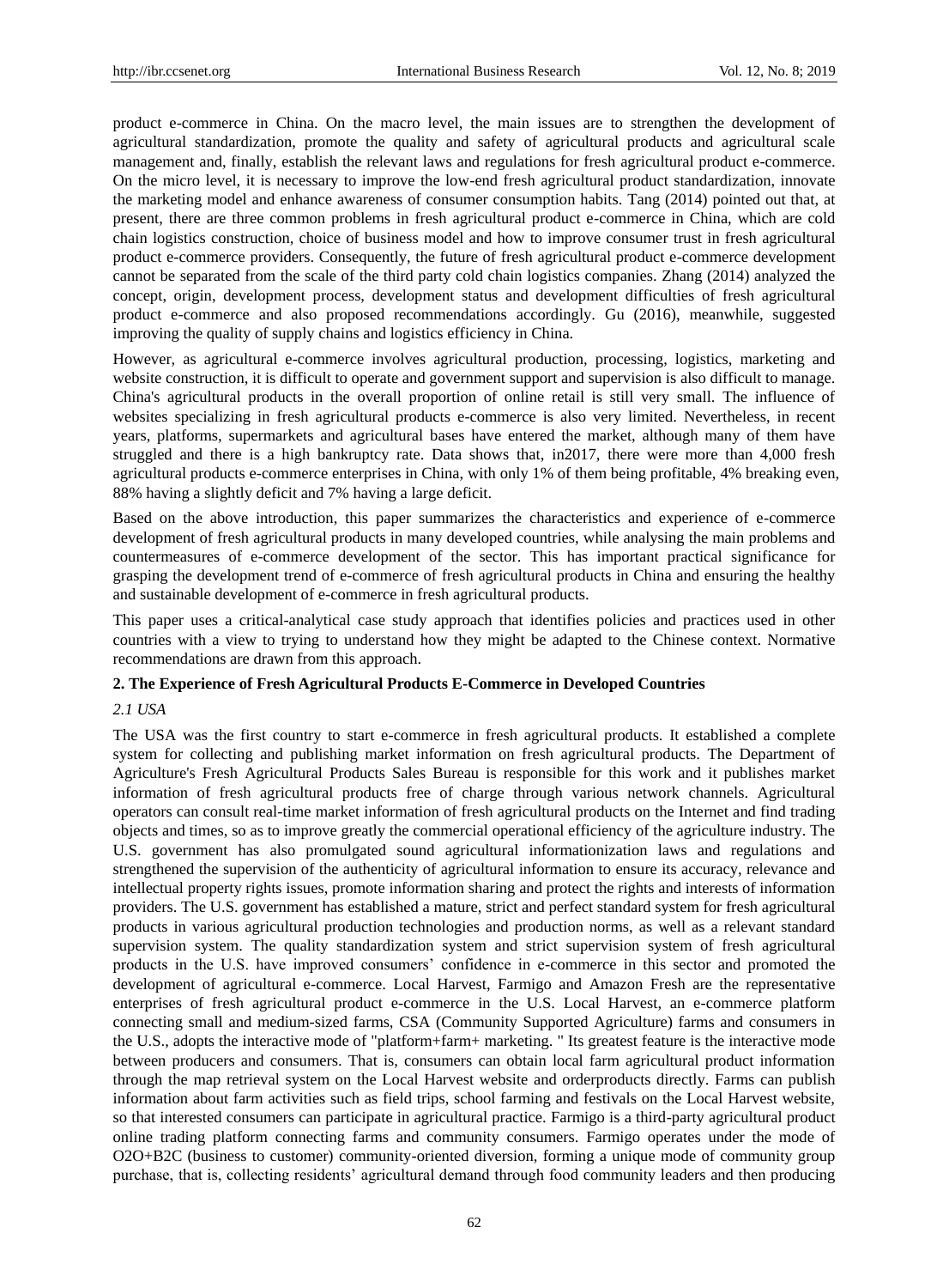product e-commerce in China. On the macro level, the main issues are to strengthen the development of agricultural standardization, promote the quality and safety of agricultural products and agricultural scale management and, finally, establish the relevant laws and regulations for fresh agricultural product e-commerce. On the micro level, it is necessary to improve the low-end fresh agricultural product standardization, innovate the marketing model and enhance awareness of consumer consumption habits. Tang (2014) pointed out that, at present, there are three common problems in fresh agricultural product e-commerce in China, which are cold chain logistics construction, choice of business model and how to improve consumer trust in fresh agricultural product e-commerce providers. Consequently, the future of fresh agricultural product e-commerce development cannot be separated from the scale of the third party cold chain logistics companies. Zhang (2014) analyzed the concept, origin, development process, development status and development difficulties of fresh agricultural product e-commerce and also proposed recommendations accordingly. Gu (2016), meanwhile, suggested improving the quality of supply chains and logistics efficiency in China.

However, as agricultural e-commerce involves agricultural production, processing, logistics, marketing and website construction, it is difficult to operate and government support and supervision is also difficult to manage. China's agricultural products in the overall proportion of online retail is still very small. The influence of websites specializing in fresh agricultural products e-commerce is also very limited. Nevertheless, in recent years, platforms, supermarkets and agricultural bases have entered the market, although many of them have struggled and there is a high bankruptcy rate. Data shows that, in2017, there were more than 4,000 fresh agricultural products e-commerce enterprises in China, with only 1% of them being profitable, 4% breaking even, 88% having a slightly deficit and 7% having a large deficit.

Based on the above introduction, this paper summarizes the characteristics and experience of e-commerce development of fresh agricultural products in many developed countries, while analysing the main problems and countermeasures of e-commerce development of the sector. This has important practical significance for grasping the development trend of e-commerce of fresh agricultural products in China and ensuring the healthy and sustainable development of e-commerce in fresh agricultural products.

This paper uses a critical-analytical case study approach that identifies policies and practices used in other countries with a view to trying to understand how they might be adapted to the Chinese context. Normative recommendations are drawn from this approach.

## 2. The Experience of Fresh Agricultural Products E-Commerce in Developed Countries

### *2.1 USA*

The USA was the first country to start e-commerce in fresh agricultural products. It established a complete system for collecting and publishing market information on fresh agricultural products. The Department of Agriculture's Fresh Agricultural Products Sales Bureau is responsible for this work and it publishes market information of fresh agricultural products free of charge through various network channels. Agricultural operators can consult real-time market information of fresh agricultural products on the Internet and find trading objects and times, so as to improve greatly the commercial operational efficiency of the agriculture industry. The U.S. government has also promulgated sound agricultural informationization laws and regulations and strengthened the supervision of the authenticity of agricultural information to ensure its accuracy, relevance and intellectual property rights issues, promote information sharing and protect the rights and interests of information providers. The U.S. government has established a mature, strict and perfect standard system for fresh agricultural products in various agricultural production technologies and production norms, as well as a relevant standard supervision system. The quality standardization system and strict supervision system of fresh agricultural products in the U.S. have improved consumers' confidence in e-commerce in this sector and promoted the development of agricultural e-commerce. Local Harvest, Farmigo and Amazon Fresh are the representative enterprises of fresh agricultural product e-commerce in the U.S. Local Harvest, an e-commerce platform connecting small and medium-sized farms, CSA (Community Supported Agriculture) farms and consumers in the U.S., adopts the interactive mode of "platform+farm+ marketing. " Its greatest feature is the interactive mode between producers and consumers. That is, consumers can obtain local farm agricultural product information through the map retrieval system on the Local Harvest website and orderproducts directly. Farms can publish information about farm activities such as field trips, school farming and festivals on the Local Harvest website, so that interested consumers can participate in agricultural practice. Farmigo is a third-party agricultural product online trading platform connecting farms and community consumers. Farmigo operates under the mode of O2O+B2C (business to customer) community-oriented diversion, forming a unique mode of community group purchase, that is, collecting residents' agricultural demand through food community leaders and then producing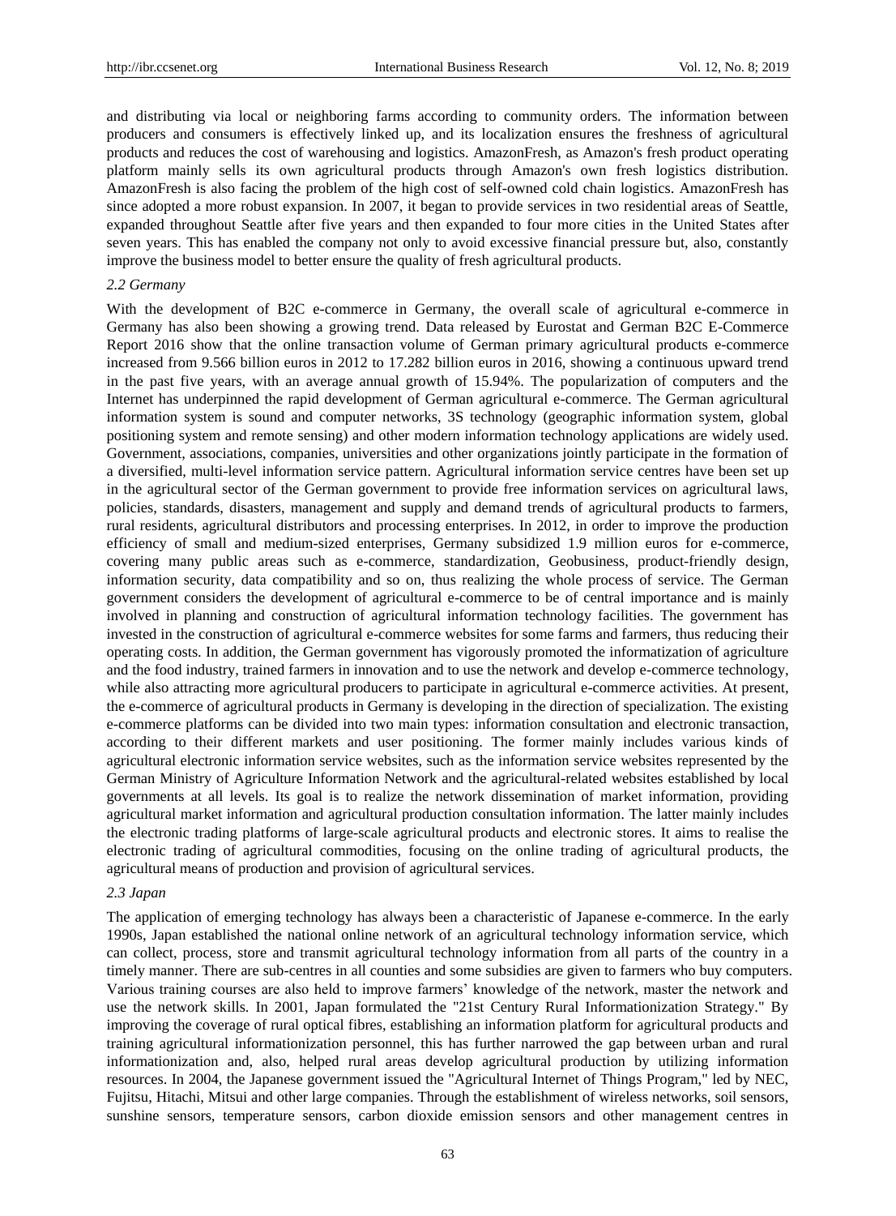and distributing via local or neighboring farms according to community orders. The information between producers and consumers is effectively linked up, and its localization ensures the freshness of agricultural products and reduces the cost of warehousing and logistics. AmazonFresh, as Amazon's fresh product operating platform mainly sells its own agricultural products through Amazon's own fresh logistics distribution. AmazonFresh is also facing the problem of the high cost of self-owned cold chain logistics. AmazonFresh has since adopted a more robust expansion. In 2007, it began to provide services in two residential areas of Seattle, expanded throughout Seattle after five years and then expanded to four more cities in the United States after seven years. This has enabled the company not only to avoid excessive financial pressure but, also, constantly improve the business model to better ensure the quality of fresh agricultural products.

### *2.2 Germany*

With the development of B2C e-commerce in Germany, the overall scale of agricultural e-commerce in Germany has also been showing a growing trend. Data released by Eurostat and German B2C E-Commerce Report 2016 show that the online transaction volume of German primary agricultural products e-commerce increased from 9.566 billion euros in 2012 to 17.282 billion euros in 2016, showing a continuous upward trend in the past five years, with an average annual growth of 15.94%. The popularization of computers and the Internet has underpinned the rapid development of German agricultural e-commerce. The German agricultural information system is sound and computer networks, 3S technology (geographic information system, global positioning system and remote sensing) and other modern information technology applications are widely used. Government, associations, companies, universities and other organizations jointly participate in the formation of a diversified, multi-level information service pattern. Agricultural information service centres have been set up in the agricultural sector of the German government to provide free information services on agricultural laws, policies, standards, disasters, management and supply and demand trends of agricultural products to farmers, rural residents, agricultural distributors and processing enterprises. In 2012, in order to improve the production efficiency of small and medium-sized enterprises, Germany subsidized 1.9 million euros for e-commerce, covering many public areas such as e-commerce, standardization, Geobusiness, product-friendly design, information security, data compatibility and so on, thus realizing the whole process of service. The German government considers the development of agricultural e-commerce to be of central importance and is mainly involved in planning and construction of agricultural information technology facilities. The government has invested in the construction of agricultural e-commerce websites for some farms and farmers, thus reducing their operating costs. In addition, the German government has vigorously promoted the informatization of agriculture and the food industry, trained farmers in innovation and to use the network and develop e-commerce technology, while also attracting more agricultural producers to participate in agricultural e-commerce activities. At present, the e-commerce of agricultural products in Germany is developing in the direction of specialization. The existing e-commerce platforms can be divided into two main types: information consultation and electronic transaction, according to their different markets and user positioning. The former mainly includes various kinds of agricultural electronic information service websites, such as the information service websites represented by the German Ministry of Agriculture Information Network and the agricultural-related websites established by local governments at all levels. Its goal is to realize the network dissemination of market information, providing agricultural market information and agricultural production consultation information. The latter mainly includes the electronic trading platforms of large-scale agricultural products and electronic stores. It aims to realise the electronic trading of agricultural commodities, focusing on the online trading of agricultural products, the agricultural means of production and provision of agricultural services.

### *2.3 Japan*

The application of emerging technology has always been a characteristic of Japanese e-commerce. In the early 1990s, Japan established the national online network of an agricultural technology information service, which can collect, process, store and transmit agricultural technology information from all parts of the country in a timely manner. There are sub-centres in all counties and some subsidies are given to farmers who buy computers. Various training courses are also held to improve farmers' knowledge of the network, master the network and use the network skills. In 2001, Japan formulated the "21st Century Rural Informationization Strategy." By improving the coverage of rural optical fibres, establishing an information platform for agricultural products and training agricultural informationization personnel, this has further narrowed the gap between urban and rural informationization and, also, helped rural areas develop agricultural production by utilizing information resources. In 2004, the Japanese government issued the "Agricultural Internet of Things Program," led by NEC, Fujitsu, Hitachi, Mitsui and other large companies. Through the establishment of wireless networks, soil sensors, sunshine sensors, temperature sensors, carbon dioxide emission sensors and other management centres in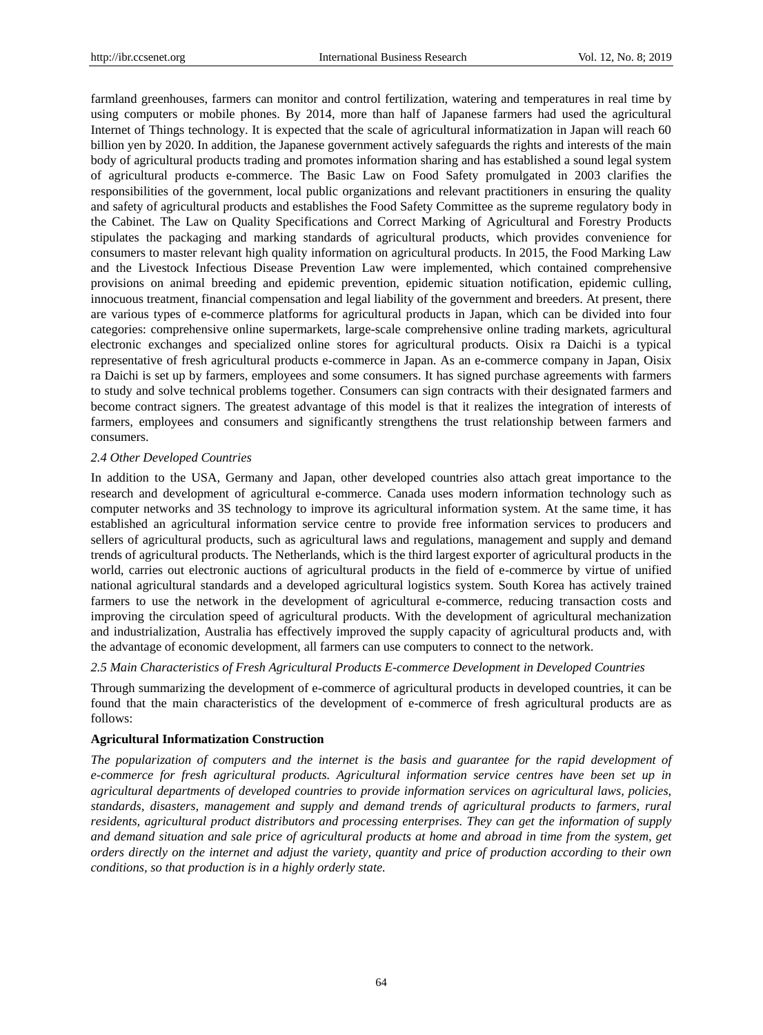farmland greenhouses, farmers can monitor and control fertilization, watering and temperatures in real time by using computers or mobile phones. By 2014, more than half of Japanese farmers had used the agricultural Internet of Things technology. It is expected that the scale of agricultural informatization in Japan will reach 60 billion yen by 2020. In addition, the Japanese government actively safeguards the rights and interests of the main body of agricultural products trading and promotes information sharing and has established a sound legal system of agricultural products e-commerce. The Basic Law on Food Safety promulgated in 2003 clarifies the responsibilities of the government, local public organizations and relevant practitioners in ensuring the quality and safety of agricultural products and establishes the Food Safety Committee as the supreme regulatory body in the Cabinet. The Law on Quality Specifications and Correct Marking of Agricultural and Forestry Products stipulates the packaging and marking standards of agricultural products, which provides convenience for consumers to master relevant high quality information on agricultural products. In 2015, the Food Marking Law and the Livestock Infectious Disease Prevention Law were implemented, which contained comprehensive provisions on animal breeding and epidemic prevention, epidemic situation notification, epidemic culling, innocuous treatment, financial compensation and legal liability of the government and breeders. At present, there are various types of e-commerce platforms for agricultural products in Japan, which can be divided into four categories: comprehensive online supermarkets, large-scale comprehensive online trading markets, agricultural electronic exchanges and specialized online stores for agricultural products. Oisix ra Daichi is a typical representative of fresh agricultural products e-commerce in Japan. As an e-commerce company in Japan, Oisix ra Daichi is set up by farmers, employees and some consumers. It has signed purchase agreements with farmers to study and solve technical problems together. Consumers can sign contracts with their designated farmers and become contract signers. The greatest advantage of this model is that it realizes the integration of interests of farmers, employees and consumers and significantly strengthens the trust relationship between farmers and consumers.

### *2.4 Other Developed Countries*

In addition to the USA, Germany and Japan, other developed countries also attach great importance to the research and development of agricultural e-commerce. Canada uses modern information technology such as computer networks and 3S technology to improve its agricultural information system. At the same time, it has established an agricultural information service centre to provide free information services to producers and sellers of agricultural products, such as agricultural laws and regulations, management and supply and demand trends of agricultural products. The Netherlands, which is the third largest exporter of agricultural products in the world, carries out electronic auctions of agricultural products in the field of e-commerce by virtue of unified national agricultural standards and a developed agricultural logistics system. South Korea has actively trained farmers to use the network in the development of agricultural e-commerce, reducing transaction costs and improving the circulation speed of agricultural products. With the development of agricultural mechanization and industrialization, Australia has effectively improved the supply capacity of agricultural products and, with the advantage of economic development, all farmers can use computers to connect to the network.

### *2.5 Main Characteristics of Fresh Agricultural Products E-commerce Development in Developed Countries*

Through summarizing the development of e-commerce of agricultural products in developed countries, it can be found that the main characteristics of the development of e-commerce of fresh agricultural products are as follows:

**Agricultural Informatization Construction**

*The popularization of computers and the internet is the basis and guarantee for the rapid development of e-commerce for fresh agricultural products. Agricultural information service centres have been set up in agricultural departments of developed countries to provide information services on agricultural laws, policies, standards, disasters, management and supply and demand trends of agricultural products to farmers, rural residents, agricultural product distributors and processing enterprises. They can get the information of supply and demand situation and sale price of agricultural products at home and abroad in time from the system, get orders directly on the internet and adjust the variety, quantity and price of production according to their own conditions, so that production is in a highly orderly state.*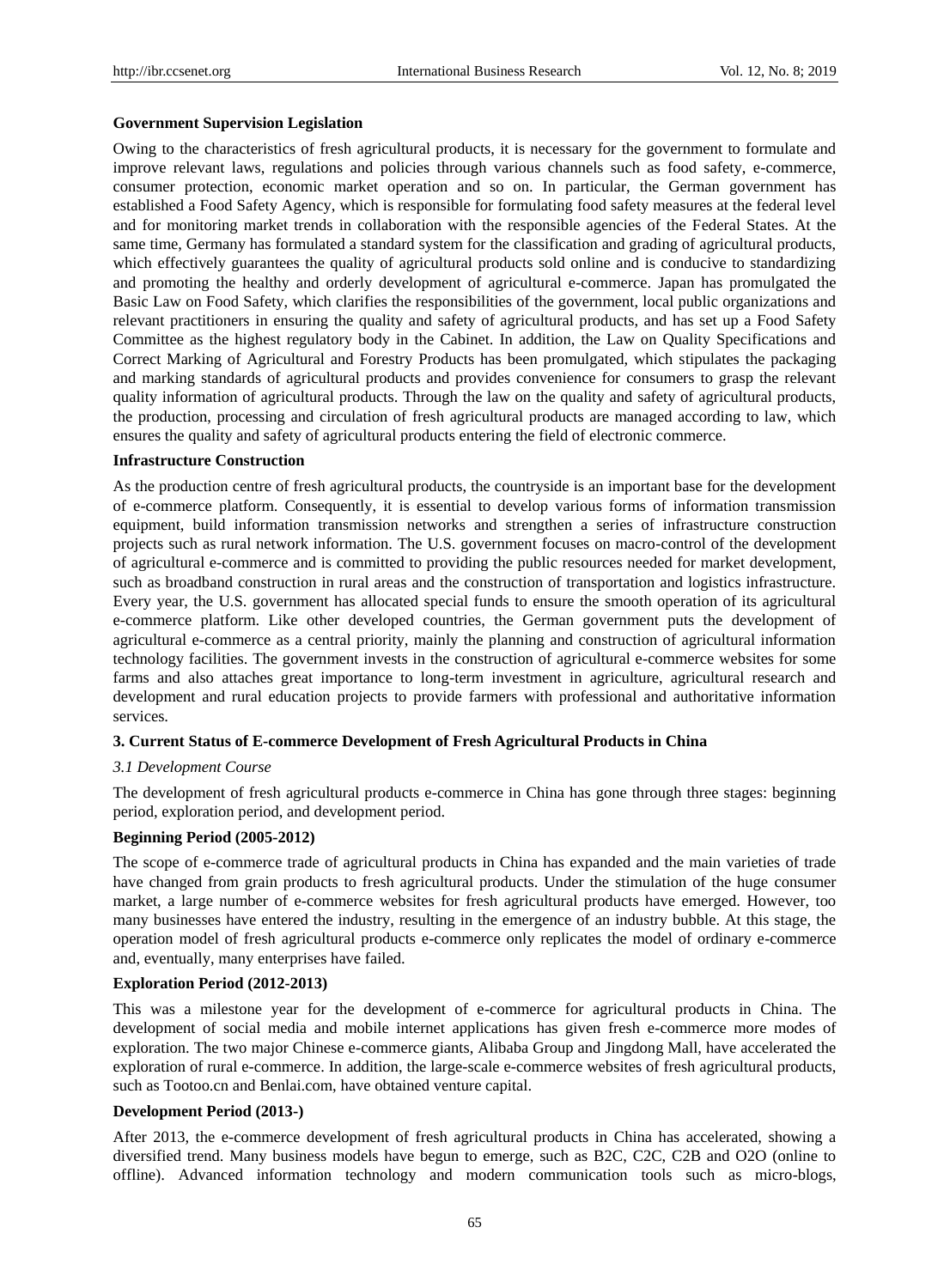**Government Supervision Legislation**

Owing to the characteristics of fresh agricultural products, it is necessary for the government to formulate and improve relevant laws, regulations and policies through various channels such as food safety, e-commerce, consumer protection, economic market operation and so on. In particular, the German government has established a Food Safety Agency, which is responsible for formulating food safety measures at the federal level and for monitoring market trends in collaboration with the responsible agencies of the Federal States. At the same time, Germany has formulated a standard system for the classification and grading of agricultural products, which effectively guarantees the quality of agricultural products sold online and is conducive to standardizing and promoting the healthy and orderly development of agricultural e-commerce. Japan has promulgated the Basic Law on Food Safety, which clarifies the responsibilities of the government, local public organizations and relevant practitioners in ensuring the quality and safety of agricultural products, and has set up a Food Safety Committee as the highest regulatory body in the Cabinet. In addition, the Law on Quality Specifications and Correct Marking of Agricultural and Forestry Products has been promulgated, which stipulates the packaging and marking standards of agricultural products and provides convenience for consumers to grasp the relevant quality information of agricultural products. Through the law on the quality and safety of agricultural products, the production, processing and circulation of fresh agricultural products are managed according to law, which ensures the quality and safety of agricultural products entering the field of electronic commerce.

**Infrastructure Construction**

As the production centre of fresh agricultural products, the countryside is an important base for the development of e-commerce platform. Consequently, it is essential to develop various forms of information transmission equipment, build information transmission networks and strengthen a series of infrastructure construction projects such as rural network information. The U.S. government focuses on macro-control of the development of agricultural e-commerce and is committed to providing the public resources needed for market development, such as broadband construction in rural areas and the construction of transportation and logistics infrastructure. Every year, the U.S. government has allocated special funds to ensure the smooth operation of its agricultural e-commerce platform. Like other developed countries, the German government puts the development of agricultural e-commerce as a central priority, mainly the planning and construction of agricultural information technology facilities. The government invests in the construction of agricultural e-commerce websites for some farms and also attaches great importance to long-term investment in agriculture, agricultural research and development and rural education projects to provide farmers with professional and authoritative information services.

## 3. Current Status of E-commerce Development of Fresh Agricultural Products in China

### *3.1 Development Course*

The development of fresh agricultural products e-commerce in China has gone through three stages: beginning period, exploration period, and development period.

**Beginning Period (2005-2012)**

The scope of e-commerce trade of agricultural products in China has expanded and the main varieties of trade have changed from grain products to fresh agricultural products. Under the stimulation of the huge consumer market, a large number of e-commerce websites for fresh agricultural products have emerged. However, too many businesses have entered the industry, resulting in the emergence of an industry bubble. At this stage, the operation model of fresh agricultural products e-commerce only replicates the model of ordinary e-commerce and, eventually, many enterprises have failed.

**Exploration Period (2012-2013)**

This was a milestone year for the development of e-commerce for agricultural products in China. The development of social media and mobile internet applications has given fresh e-commerce more modes of exploration. The two major Chinese e-commerce giants, Alibaba Group and Jingdong Mall, have accelerated the exploration of rural e-commerce. In addition, the large-scale e-commerce websites of fresh agricultural products, such as Tootoo.cn and Benlai.com, have obtained venture capital.

**Development Period (2013-)**

After 2013, the e-commerce development of fresh agricultural products in China has accelerated, showing a diversified trend. Many business models have begun to emerge, such as B2C, C2C, C2B and O2O (online to offline). Advanced information technology and modern communication tools such as micro-blogs,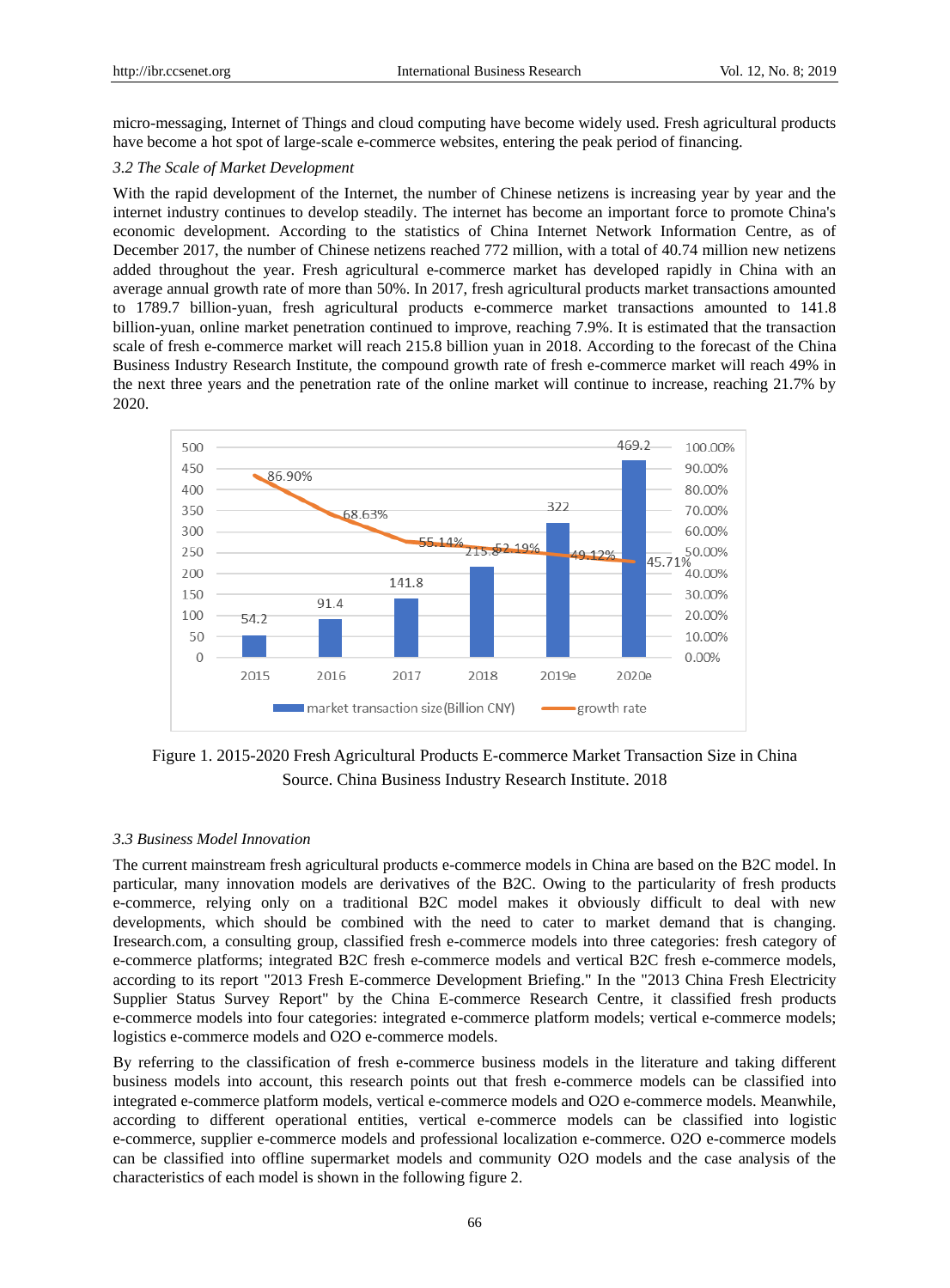micro-messaging, Internet of Things and cloud computing have become widely used. Fresh agricultural products have become a hot spot of large-scale e-commerce websites, entering the peak period of financing.

### *3.2 The Scale of Market Development*

With the rapid development of the Internet, the number of Chinese netizens is increasing year by year and the internet industry continues to develop steadily. The internet has become an important force to promote China's economic development. According to the statistics of China Internet Network Information Centre, as of December 2017, the number of Chinese netizens reached 772 million, with a total of 40.74 million new netizens added throughout the year. Fresh agricultural e-commerce market has developed rapidly in China with an average annual growth rate of more than 50%. In 2017, fresh agricultural products market transactions amounted to 1789.7 billion-yuan, fresh agricultural products e-commerce market transactions amounted to 141.8 billion-yuan, online market penetration continued to improve, reaching 7.9%. It is estimated that the transaction scale of fresh e-commerce market will reach 215.8 billion yuan in 2018. According to the forecast of the China Business Industry Research Institute, the compound growth rate of fresh e-commerce market will reach 49% in the next three years and the penetration rate of the online market will continue to increase, reaching 21.7% by 2020.

| Year | market transaction size (Billion CNY) | growth rate |
|---|---|---|
| 2015 | 54.2 | 86.90% |
| 2016 | 91.4 | 68.63% |
| 2017 | 141.8 | 55.14% |
| 2018 | 215.8 | 52.19% |
| 2019e | 322 | 49.12% |
| 2020e | 469.2 | 45.71% |

Figure 1. 2015-2020 Fresh Agricultural Products E-commerce Market Transaction Size in China
Source. China Business Industry Research Institute. 2018

### *3.3 Business Model Innovation*

The current mainstream fresh agricultural products e-commerce models in China are based on the B2C model. In particular, many innovation models are derivatives of the B2C. Owing to the particularity of fresh products e-commerce, relying only on a traditional B2C model makes it obviously difficult to deal with new developments, which should be combined with the need to cater to market demand that is changing. Iresearch.com, a consulting group, classified fresh e-commerce models into three categories: fresh category of e-commerce platforms; integrated B2C fresh e-commerce models and vertical B2C fresh e-commerce models, according to its report "2013 Fresh E-commerce Development Briefing." In the "2013 China Fresh Electricity Supplier Status Survey Report" by the China E-commerce Research Centre, it classified fresh products e-commerce models into four categories: integrated e-commerce platform models; vertical e-commerce models; logistics e-commerce models and O2O e-commerce models.

By referring to the classification of fresh e-commerce business models in the literature and taking different business models into account, this research points out that fresh e-commerce models can be classified into integrated e-commerce platform models, vertical e-commerce models and O2O e-commerce models. Meanwhile, according to different operational entities, vertical e-commerce models can be classified into logistic e-commerce, supplier e-commerce models and professional localization e-commerce. O2O e-commerce models can be classified into offline supermarket models and community O2O models and the case analysis of the characteristics of each model is shown in the following figure 2.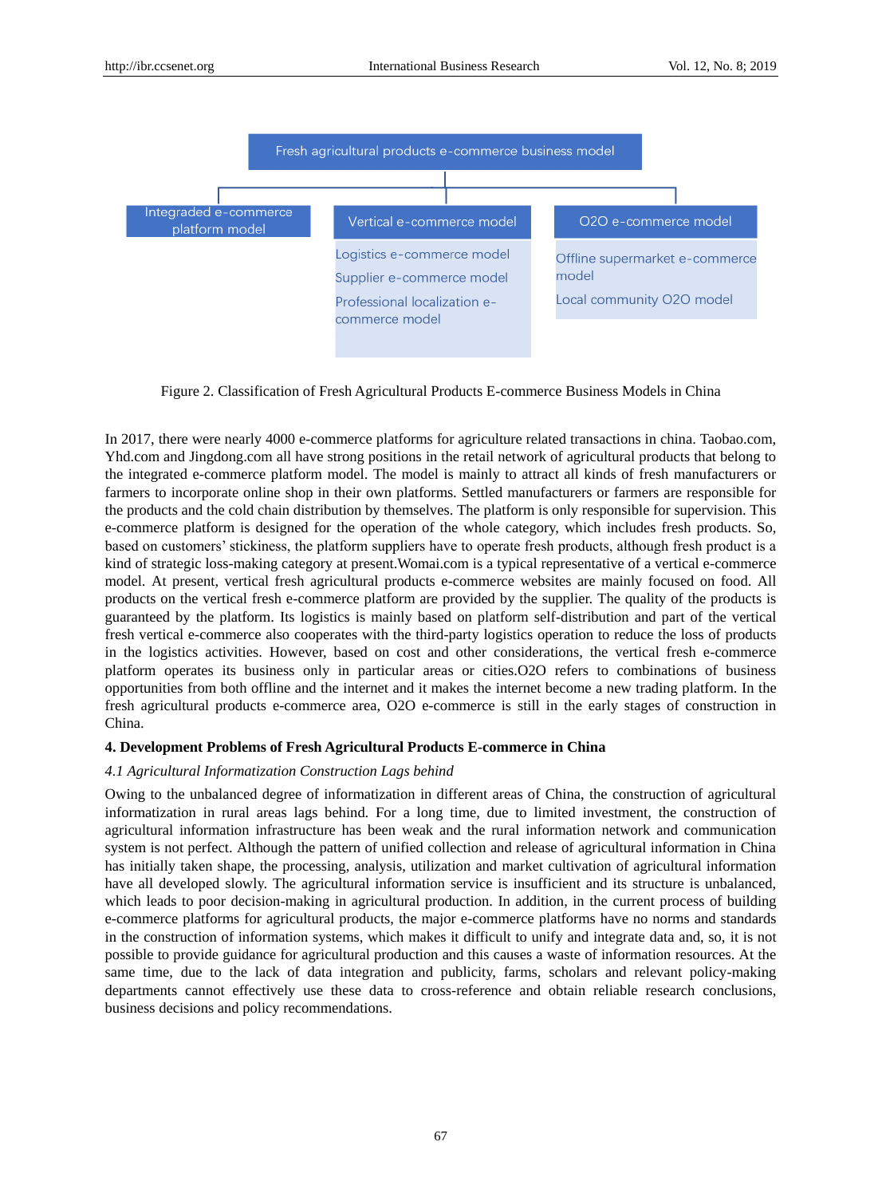- Fresh agricultural products e-commerce business model
  - Integraded e-commerce platform model
  - Vertical e-commerce model
    - Logistics e-commerce model
    - Supplier e-commerce model
    - Professional localization e-commerce model
  - O2O e-commerce model
    - Offline supermarket e-commerce model
    - Local community O2O model

Figure 2. Classification of Fresh Agricultural Products E-commerce Business Models in China

In 2017, there were nearly 4000 e-commerce platforms for agriculture related transactions in china. Taobao.com, Yhd.com and Jingdong.com all have strong positions in the retail network of agricultural products that belong to the integrated e-commerce platform model. The model is mainly to attract all kinds of fresh manufacturers or farmers to incorporate online shop in their own platforms. Settled manufacturers or farmers are responsible for the products and the cold chain distribution by themselves. The platform is only responsible for supervision. This e-commerce platform is designed for the operation of the whole category, which includes fresh products. So, based on customers' stickiness, the platform suppliers have to operate fresh products, although fresh product is a kind of strategic loss-making category at present.Womai.com is a typical representative of a vertical e-commerce model. At present, vertical fresh agricultural products e-commerce websites are mainly focused on food. All products on the vertical fresh e-commerce platform are provided by the supplier. The quality of the products is guaranteed by the platform. Its logistics is mainly based on platform self-distribution and part of the vertical fresh vertical e-commerce also cooperates with the third-party logistics operation to reduce the loss of products in the logistics activities. However, based on cost and other considerations, the vertical fresh e-commerce platform operates its business only in particular areas or cities.O2O refers to combinations of business opportunities from both offline and the internet and it makes the internet become a new trading platform. In the fresh agricultural products e-commerce area, O2O e-commerce is still in the early stages of construction in China.

## 4. Development Problems of Fresh Agricultural Products E-commerce in China

### *4.1 Agricultural Informatization Construction Lags behind*

Owing to the unbalanced degree of informatization in different areas of China, the construction of agricultural informatization in rural areas lags behind. For a long time, due to limited investment, the construction of agricultural information infrastructure has been weak and the rural information network and communication system is not perfect. Although the pattern of unified collection and release of agricultural information in China has initially taken shape, the processing, analysis, utilization and market cultivation of agricultural information have all developed slowly. The agricultural information service is insufficient and its structure is unbalanced, which leads to poor decision-making in agricultural production. In addition, in the current process of building e-commerce platforms for agricultural products, the major e-commerce platforms have no norms and standards in the construction of information systems, which makes it difficult to unify and integrate data and, so, it is not possible to provide guidance for agricultural production and this causes a waste of information resources. At the same time, due to the lack of data integration and publicity, farms, scholars and relevant policy-making departments cannot effectively use these data to cross-reference and obtain reliable research conclusions, business decisions and policy recommendations.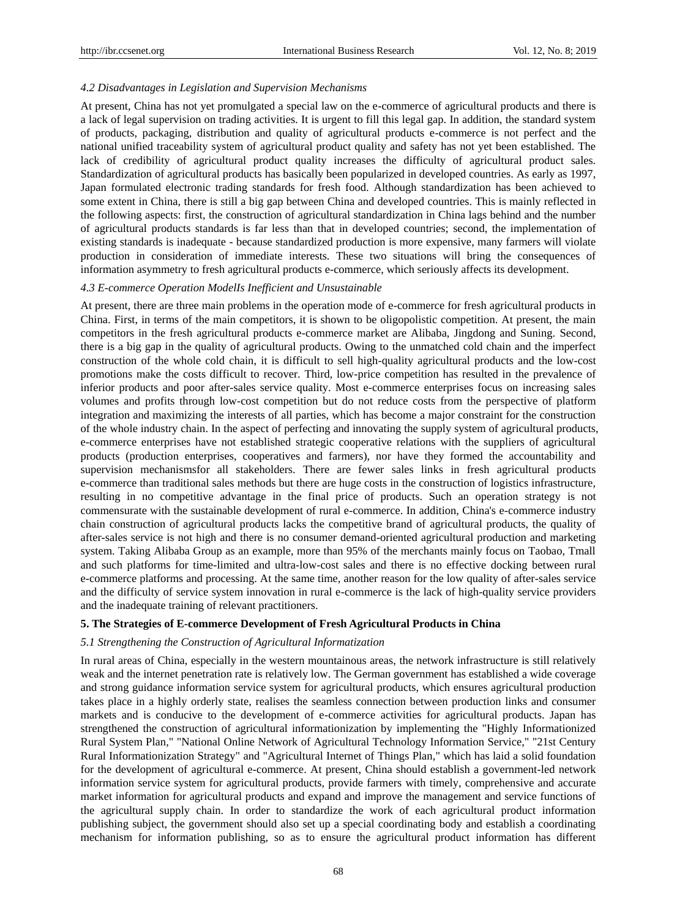### *4.2 Disadvantages in Legislation and Supervision Mechanisms*

At present, China has not yet promulgated a special law on the e-commerce of agricultural products and there is a lack of legal supervision on trading activities. It is urgent to fill this legal gap. In addition, the standard system of products, packaging, distribution and quality of agricultural products e-commerce is not perfect and the national unified traceability system of agricultural product quality and safety has not yet been established. The lack of credibility of agricultural product quality increases the difficulty of agricultural product sales. Standardization of agricultural products has basically been popularized in developed countries. As early as 1997, Japan formulated electronic trading standards for fresh food. Although standardization has been achieved to some extent in China, there is still a big gap between China and developed countries. This is mainly reflected in the following aspects: first, the construction of agricultural standardization in China lags behind and the number of agricultural products standards is far less than that in developed countries; second, the implementation of existing standards is inadequate - because standardized production is more expensive, many farmers will violate production in consideration of immediate interests. These two situations will bring the consequences of information asymmetry to fresh agricultural products e-commerce, which seriously affects its development.

### *4.3 E-commerce Operation ModelIs Inefficient and Unsustainable*

At present, there are three main problems in the operation mode of e-commerce for fresh agricultural products in China. First, in terms of the main competitors, it is shown to be oligopolistic competition. At present, the main competitors in the fresh agricultural products e-commerce market are Alibaba, Jingdong and Suning. Second, there is a big gap in the quality of agricultural products. Owing to the unmatched cold chain and the imperfect construction of the whole cold chain, it is difficult to sell high-quality agricultural products and the low-cost promotions make the costs difficult to recover. Third, low-price competition has resulted in the prevalence of inferior products and poor after-sales service quality. Most e-commerce enterprises focus on increasing sales volumes and profits through low-cost competition but do not reduce costs from the perspective of platform integration and maximizing the interests of all parties, which has become a major constraint for the construction of the whole industry chain. In the aspect of perfecting and innovating the supply system of agricultural products, e-commerce enterprises have not established strategic cooperative relations with the suppliers of agricultural products (production enterprises, cooperatives and farmers), nor have they formed the accountability and supervision mechanismsfor all stakeholders. There are fewer sales links in fresh agricultural products e-commerce than traditional sales methods but there are huge costs in the construction of logistics infrastructure, resulting in no competitive advantage in the final price of products. Such an operation strategy is not commensurate with the sustainable development of rural e-commerce. In addition, China's e-commerce industry chain construction of agricultural products lacks the competitive brand of agricultural products, the quality of after-sales service is not high and there is no consumer demand-oriented agricultural production and marketing system. Taking Alibaba Group as an example, more than 95% of the merchants mainly focus on Taobao, Tmall and such platforms for time-limited and ultra-low-cost sales and there is no effective docking between rural e-commerce platforms and processing. At the same time, another reason for the low quality of after-sales service and the difficulty of service system innovation in rural e-commerce is the lack of high-quality service providers and the inadequate training of relevant practitioners.

## 5. The Strategies of E-commerce Development of Fresh Agricultural Products in China

### *5.1 Strengthening the Construction of Agricultural Informatization*

In rural areas of China, especially in the western mountainous areas, the network infrastructure is still relatively weak and the internet penetration rate is relatively low. The German government has established a wide coverage and strong guidance information service system for agricultural products, which ensures agricultural production takes place in a highly orderly state, realises the seamless connection between production links and consumer markets and is conducive to the development of e-commerce activities for agricultural products. Japan has strengthened the construction of agricultural informationization by implementing the "Highly Informationized Rural System Plan," "National Online Network of Agricultural Technology Information Service," "21st Century Rural Informationization Strategy" and "Agricultural Internet of Things Plan," which has laid a solid foundation for the development of agricultural e-commerce. At present, China should establish a government-led network information service system for agricultural products, provide farmers with timely, comprehensive and accurate market information for agricultural products and expand and improve the management and service functions of the agricultural supply chain. In order to standardize the work of each agricultural product information publishing subject, the government should also set up a special coordinating body and establish a coordinating mechanism for information publishing, so as to ensure the agricultural product information has different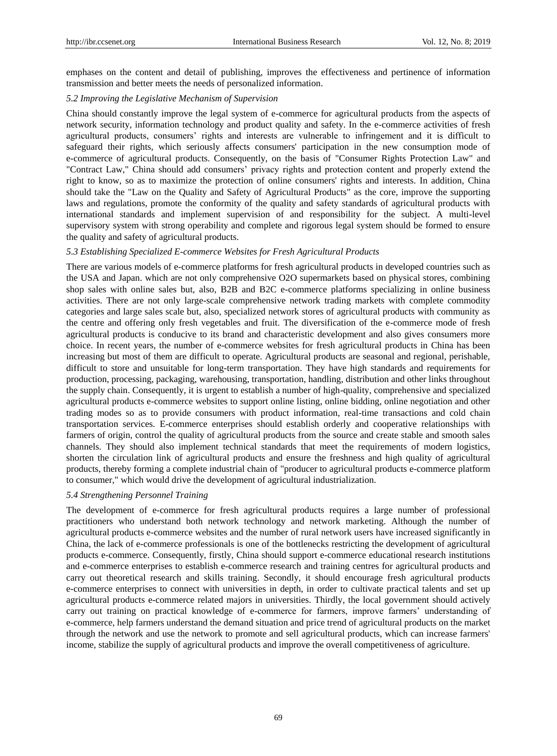emphases on the content and detail of publishing, improves the effectiveness and pertinence of information transmission and better meets the needs of personalized information.

### *5.2 Improving the Legislative Mechanism of Supervision*

China should constantly improve the legal system of e-commerce for agricultural products from the aspects of network security, information technology and product quality and safety. In the e-commerce activities of fresh agricultural products, consumers' rights and interests are vulnerable to infringement and it is difficult to safeguard their rights, which seriously affects consumers' participation in the new consumption mode of e-commerce of agricultural products. Consequently, on the basis of "Consumer Rights Protection Law" and "Contract Law," China should add consumers' privacy rights and protection content and properly extend the right to know, so as to maximize the protection of online consumers' rights and interests. In addition, China should take the "Law on the Quality and Safety of Agricultural Products" as the core, improve the supporting laws and regulations, promote the conformity of the quality and safety standards of agricultural products with international standards and implement supervision of and responsibility for the subject. A multi-level supervisory system with strong operability and complete and rigorous legal system should be formed to ensure the quality and safety of agricultural products.

### *5.3 Establishing Specialized E-commerce Websites for Fresh Agricultural Products*

There are various models of e-commerce platforms for fresh agricultural products in developed countries such as the USA and Japan. which are not only comprehensive O2O supermarkets based on physical stores, combining shop sales with online sales but, also, B2B and B2C e-commerce platforms specializing in online business activities. There are not only large-scale comprehensive network trading markets with complete commodity categories and large sales scale but, also, specialized network stores of agricultural products with community as the centre and offering only fresh vegetables and fruit. The diversification of the e-commerce mode of fresh agricultural products is conducive to its brand and characteristic development and also gives consumers more choice. In recent years, the number of e-commerce websites for fresh agricultural products in China has been increasing but most of them are difficult to operate. Agricultural products are seasonal and regional, perishable, difficult to store and unsuitable for long-term transportation. They have high standards and requirements for production, processing, packaging, warehousing, transportation, handling, distribution and other links throughout the supply chain. Consequently, it is urgent to establish a number of high-quality, comprehensive and specialized agricultural products e-commerce websites to support online listing, online bidding, online negotiation and other trading modes so as to provide consumers with product information, real-time transactions and cold chain transportation services. E-commerce enterprises should establish orderly and cooperative relationships with farmers of origin, control the quality of agricultural products from the source and create stable and smooth sales channels. They should also implement technical standards that meet the requirements of modern logistics, shorten the circulation link of agricultural products and ensure the freshness and high quality of agricultural products, thereby forming a complete industrial chain of "producer to agricultural products e-commerce platform to consumer," which would drive the development of agricultural industrialization.

### *5.4 Strengthening Personnel Training*

The development of e-commerce for fresh agricultural products requires a large number of professional practitioners who understand both network technology and network marketing. Although the number of agricultural products e-commerce websites and the number of rural network users have increased significantly in China, the lack of e-commerce professionals is one of the bottlenecks restricting the development of agricultural products e-commerce. Consequently, firstly, China should support e-commerce educational research institutions and e-commerce enterprises to establish e-commerce research and training centres for agricultural products and carry out theoretical research and skills training. Secondly, it should encourage fresh agricultural products e-commerce enterprises to connect with universities in depth, in order to cultivate practical talents and set up agricultural products e-commerce related majors in universities. Thirdly, the local government should actively carry out training on practical knowledge of e-commerce for farmers, improve farmers' understanding of e-commerce, help farmers understand the demand situation and price trend of agricultural products on the market through the network and use the network to promote and sell agricultural products, which can increase farmers' income, stabilize the supply of agricultural products and improve the overall competitiveness of agriculture.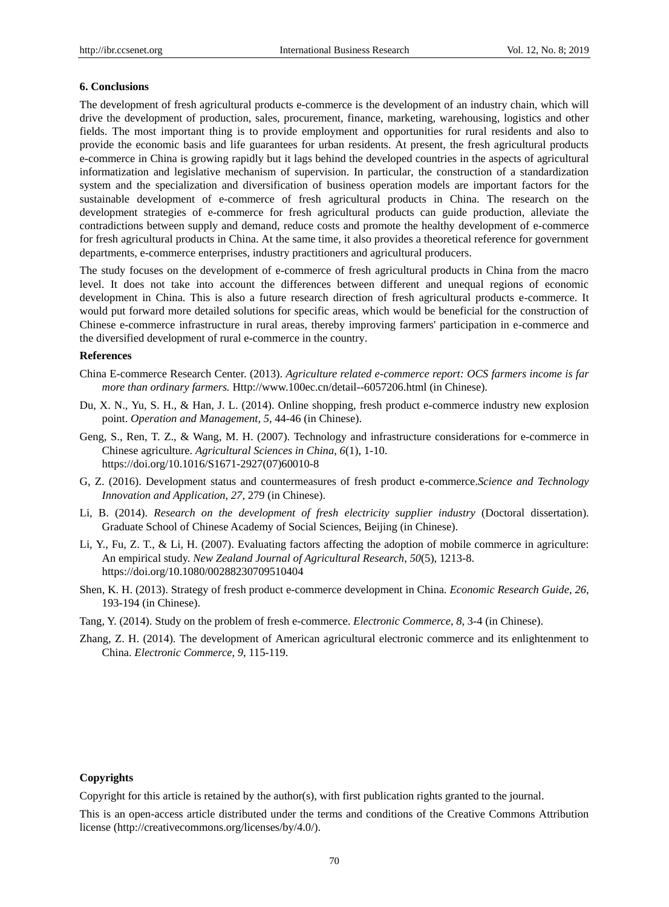## 6. Conclusions

The development of fresh agricultural products e-commerce is the development of an industry chain, which will drive the development of production, sales, procurement, finance, marketing, warehousing, logistics and other fields. The most important thing is to provide employment and opportunities for rural residents and also to provide the economic basis and life guarantees for urban residents. At present, the fresh agricultural products e-commerce in China is growing rapidly but it lags behind the developed countries in the aspects of agricultural informatization and legislative mechanism of supervision. In particular, the construction of a standardization system and the specialization and diversification of business operation models are important factors for the sustainable development of e-commerce of fresh agricultural products in China. The research on the development strategies of e-commerce for fresh agricultural products can guide production, alleviate the contradictions between supply and demand, reduce costs and promote the healthy development of e-commerce for fresh agricultural products in China. At the same time, it also provides a theoretical reference for government departments, e-commerce enterprises, industry practitioners and agricultural producers.

The study focuses on the development of e-commerce of fresh agricultural products in China from the macro level. It does not take into account the differences between different and unequal regions of economic development in China. This is also a future research direction of fresh agricultural products e-commerce. It would put forward more detailed solutions for specific areas, which would be beneficial for the construction of Chinese e-commerce infrastructure in rural areas, thereby improving farmers' participation in e-commerce and the diversified development of rural e-commerce in the country.

## References

China E-commerce Research Center. (2013). *Agriculture related e-commerce report: OCS farmers income is far more than ordinary farmers.* Http://www.100ec.cn/detail--6057206.html (in Chinese).

Du, X. N., Yu, S. H., & Han, J. L. (2014). Online shopping, fresh product e-commerce industry new explosion point. *Operation and Management*, *5*, 44-46 (in Chinese).

Geng, S., Ren, T. Z., & Wang, M. H. (2007). Technology and infrastructure considerations for e-commerce in Chinese agriculture. *Agricultural Sciences in China*, *6*(1), 1-10. https://doi.org/10.1016/S1671-2927(07)60010-8

G, Z. (2016). Development status and countermeasures of fresh product e-commerce.*Science and Technology Innovation and Application, 27*, 279 (in Chinese).

Li, B. (2014). *Research on the development of fresh electricity supplier industry* (Doctoral dissertation). Graduate School of Chinese Academy of Social Sciences, Beijing (in Chinese).

Li, Y., Fu, Z. T., & Li, H. (2007). Evaluating factors affecting the adoption of mobile commerce in agriculture: An empirical study. *New Zealand Journal of Agricultural Research*, *50*(5), 1213-8. https://doi.org/10.1080/00288230709510404

Shen, K. H. (2013). Strategy of fresh product e-commerce development in China. *Economic Research Guide*, *26*, 193-194 (in Chinese).

Tang, Y. (2014). Study on the problem of fresh e-commerce. *Electronic Commerce*, *8*, 3-4 (in Chinese).

Zhang, Z. H. (2014). The development of American agricultural electronic commerce and its enlightenment to China. *Electronic Commerce*, *9*, 115-119.

## Copyrights

Copyright for this article is retained by the author(s), with first publication rights granted to the journal.

This is an open-access article distributed under the terms and conditions of the Creative Commons Attribution license (http://creativecommons.org/licenses/by/4.0/).